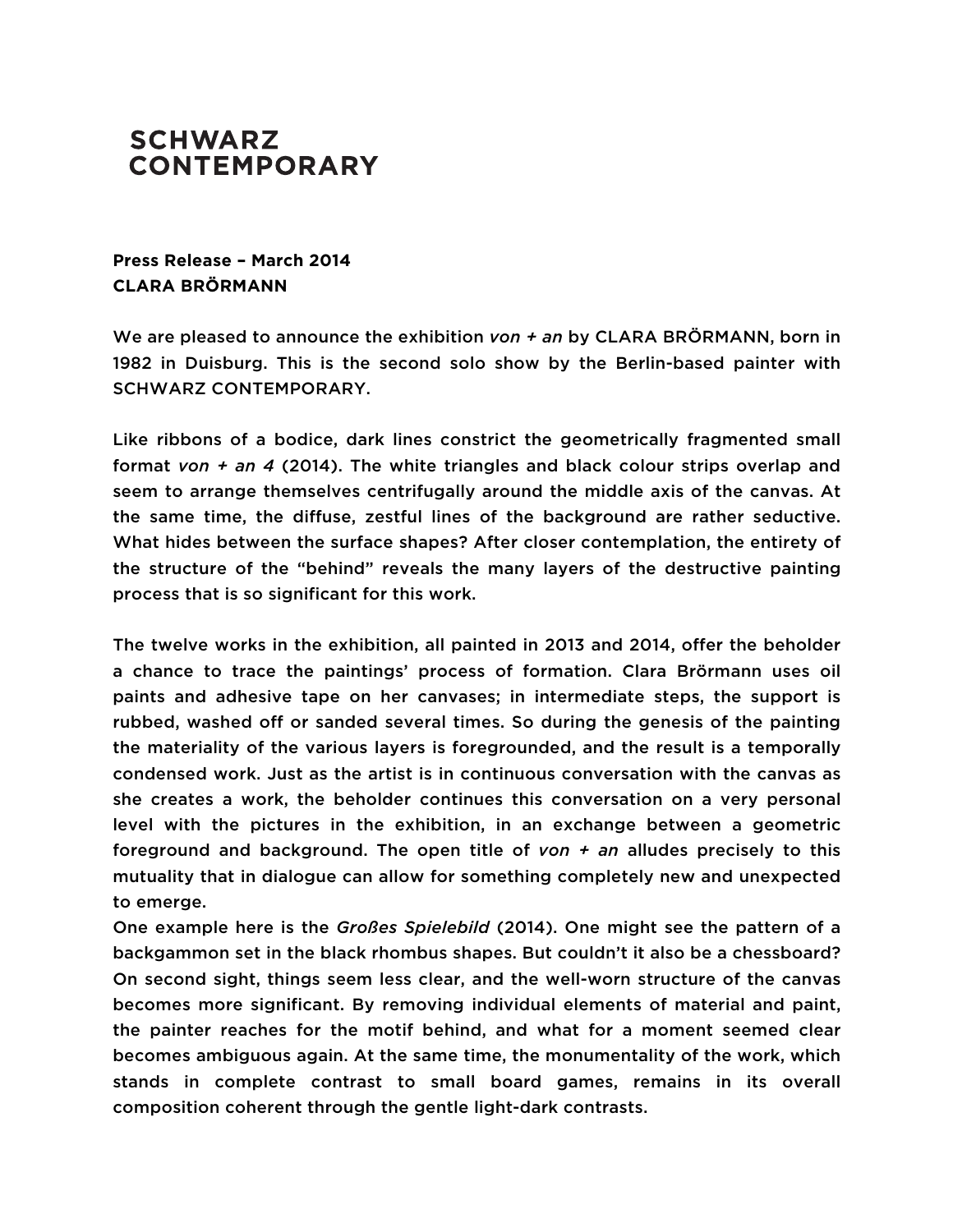**SCHWARZ CONTEMPORARY**

**Press Release – March 2014**
**CLARA BRÖRMANN**

We are pleased to announce the exhibition *von + an* by CLARA BRÖRMANN, born in 1982 in Duisburg. This is the second solo show by the Berlin-based painter with SCHWARZ CONTEMPORARY.

Like ribbons of a bodice, dark lines constrict the geometrically fragmented small format *von + an 4* (2014). The white triangles and black colour strips overlap and seem to arrange themselves centrifugally around the middle axis of the canvas. At the same time, the diffuse, zestful lines of the background are rather seductive. What hides between the surface shapes? After closer contemplation, the entirety of the structure of the "behind" reveals the many layers of the destructive painting process that is so significant for this work.

The twelve works in the exhibition, all painted in 2013 and 2014, offer the beholder a chance to trace the paintings' process of formation. Clara Brörmann uses oil paints and adhesive tape on her canvases; in intermediate steps, the support is rubbed, washed off or sanded several times. So during the genesis of the painting the materiality of the various layers is foregrounded, and the result is a temporally condensed work. Just as the artist is in continuous conversation with the canvas as she creates a work, the beholder continues this conversation on a very personal level with the pictures in the exhibition, in an exchange between a geometric foreground and background. The open title of *von + an* alludes precisely to this mutuality that in dialogue can allow for something completely new and unexpected to emerge.
One example here is the *Großes Spielebild* (2014). One might see the pattern of a backgammon set in the black rhombus shapes. But couldn't it also be a chessboard? On second sight, things seem less clear, and the well-worn structure of the canvas becomes more significant. By removing individual elements of material and paint, the painter reaches for the motif behind, and what for a moment seemed clear becomes ambiguous again. At the same time, the monumentality of the work, which stands in complete contrast to small board games, remains in its overall composition coherent through the gentle light-dark contrasts.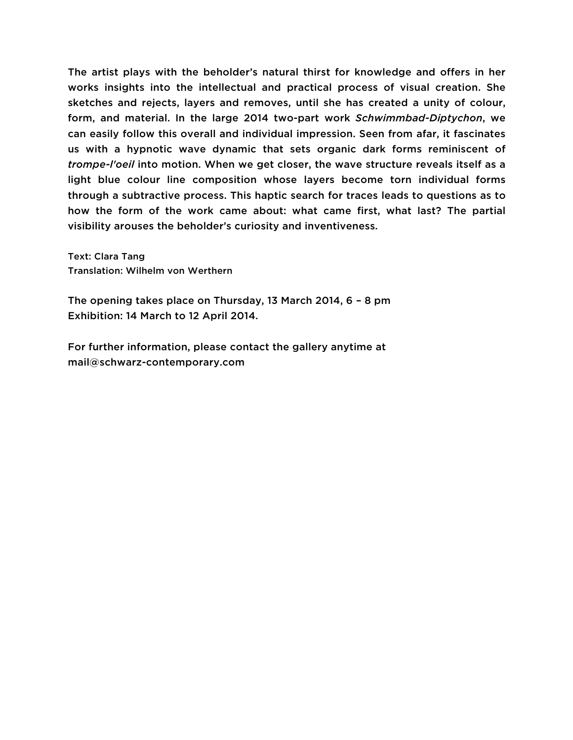The artist plays with the beholder's natural thirst for knowledge and offers in her works insights into the intellectual and practical process of visual creation. She sketches and rejects, layers and removes, until she has created a unity of colour, form, and material. In the large 2014 two-part work *Schwimmbad-Diptychon*, we can easily follow this overall and individual impression. Seen from afar, it fascinates us with a hypnotic wave dynamic that sets organic dark forms reminiscent of *trompe-l'oeil* into motion. When we get closer, the wave structure reveals itself as a light blue colour line composition whose layers become torn individual forms through a subtractive process. This haptic search for traces leads to questions as to how the form of the work came about: what came first, what last? The partial visibility arouses the beholder's curiosity and inventiveness.

Text: Clara Tang
Translation: Wilhelm von Werthern

The opening takes place on Thursday, 13 March 2014, 6 – 8 pm
Exhibition: 14 March to 12 April 2014.

For further information, please contact the gallery anytime at
mail@schwarz-contemporary.com